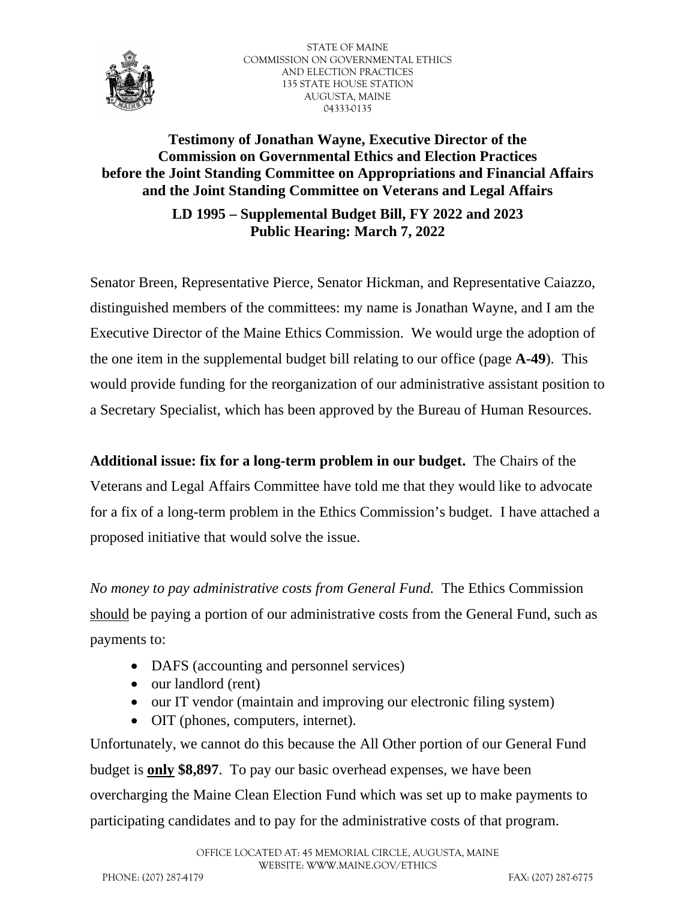STATE OF MAINE
COMMISSION ON GOVERNMENTAL ETHICS
AND ELECTION PRACTICES
135 STATE HOUSE STATION
AUGUSTA, MAINE
04333-0135

# Testimony of Jonathan Wayne, Executive Director of the Commission on Governmental Ethics and Election Practices before the Joint Standing Committee on Appropriations and Financial Affairs and the Joint Standing Committee on Veterans and Legal Affairs

## LD 1995 – Supplemental Budget Bill, FY 2022 and 2023
## Public Hearing: March 7, 2022

Senator Breen, Representative Pierce, Senator Hickman, and Representative Caiazzo, distinguished members of the committees: my name is Jonathan Wayne, and I am the Executive Director of the Maine Ethics Commission. We would urge the adoption of the one item in the supplemental budget bill relating to our office (page **A-49**). This would provide funding for the reorganization of our administrative assistant position to a Secretary Specialist, which has been approved by the Bureau of Human Resources.

**Additional issue: fix for a long-term problem in our budget.** The Chairs of the Veterans and Legal Affairs Committee have told me that they would like to advocate for a fix of a long-term problem in the Ethics Commission's budget. I have attached a proposed initiative that would solve the issue.

*No money to pay administrative costs from General Fund.* The Ethics Commission <u>should</u> be paying a portion of our administrative costs from the General Fund, such as payments to:

- DAFS (accounting and personnel services)
- our landlord (rent)
- our IT vendor (maintain and improving our electronic filing system)
- OIT (phones, computers, internet).

Unfortunately, we cannot do this because the All Other portion of our General Fund budget is **<u>only</u> $8,897**. To pay our basic overhead expenses, we have been overcharging the Maine Clean Election Fund which was set up to make payments to participating candidates and to pay for the administrative costs of that program.

OFFICE LOCATED AT: 45 MEMORIAL CIRCLE, AUGUSTA, MAINE
WEBSITE: WWW.MAINE.GOV/ETHICS
PHONE: (207) 287-4179 FAX: (207) 287-6775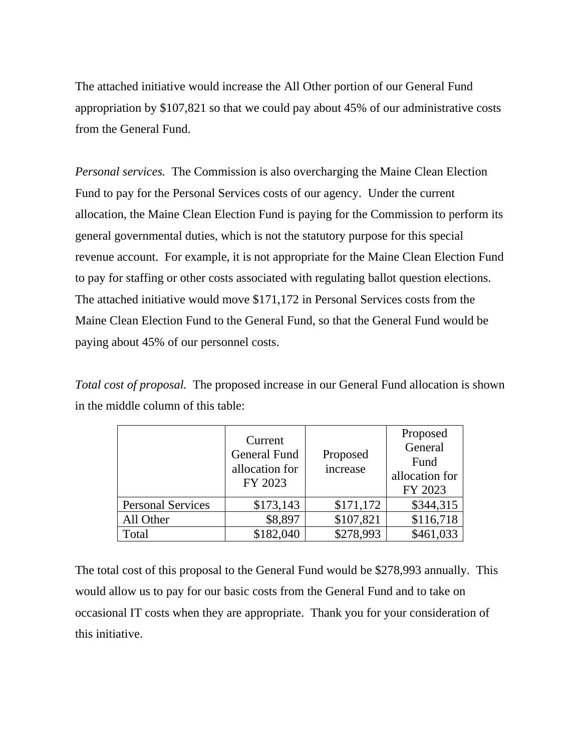The attached initiative would increase the All Other portion of our General Fund appropriation by $107,821 so that we could pay about 45% of our administrative costs from the General Fund.

*Personal services.* The Commission is also overcharging the Maine Clean Election Fund to pay for the Personal Services costs of our agency. Under the current allocation, the Maine Clean Election Fund is paying for the Commission to perform its general governmental duties, which is not the statutory purpose for this special revenue account. For example, it is not appropriate for the Maine Clean Election Fund to pay for staffing or other costs associated with regulating ballot question elections. The attached initiative would move $171,172 in Personal Services costs from the Maine Clean Election Fund to the General Fund, so that the General Fund would be paying about 45% of our personnel costs.

*Total cost of proposal.* The proposed increase in our General Fund allocation is shown in the middle column of this table:

| | Current General Fund allocation for FY 2023 | Proposed increase | Proposed General Fund allocation for FY 2023 |
|---|---|---|---|
| Personal Services | $173,143 | $171,172 | $344,315 |
| All Other | $8,897 | $107,821 | $116,718 |
| Total | $182,040 | $278,993 | $461,033 |

The total cost of this proposal to the General Fund would be $278,993 annually. This would allow us to pay for our basic costs from the General Fund and to take on occasional IT costs when they are appropriate. Thank you for your consideration of this initiative.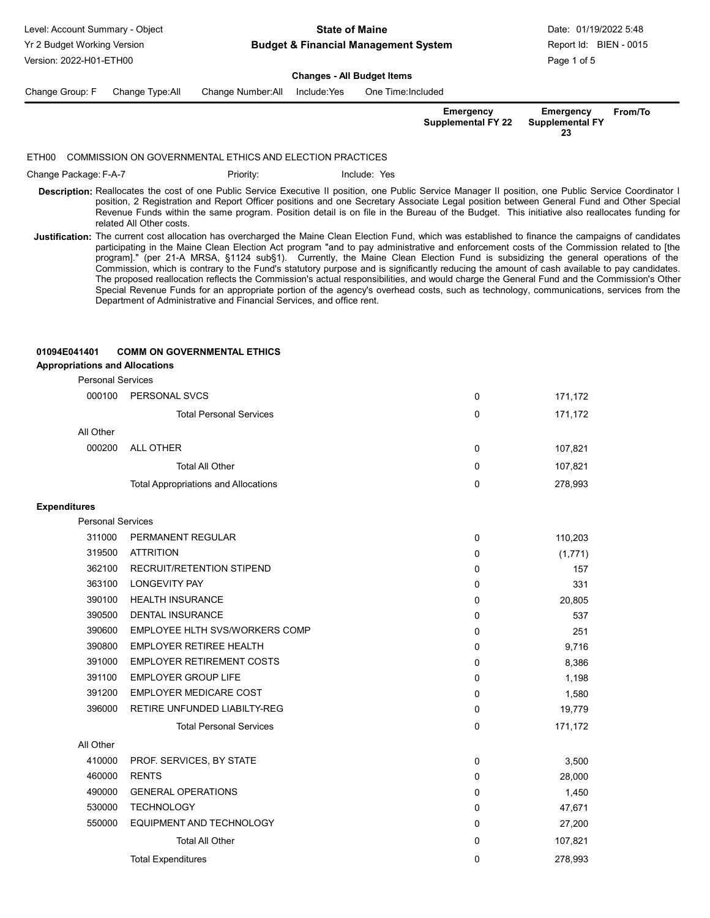Level: Account Summary - Object
Yr 2 Budget Working Version
Version: 2022-H01-ETH00

**State of Maine**
**Budget & Financial Management System**

Date: 01/19/2022 5:48
Report Id: BIEN - 0015

**Changes - All Budget Items**

Change Group: F | Change Type:All | Change Number:All | Include:Yes | One Time:Included

## ETH00 COMMISSION ON GOVERNMENTAL ETHICS AND ELECTION PRACTICES

Change Package: F-A-7 | Priority: | Include: Yes

**Description:** Reallocates the cost of one Public Service Executive II position, one Public Service Manager II position, one Public Service Coordinator I position, 2 Registration and Report Officer positions and one Secretary Associate Legal position between General Fund and Other Special Revenue Funds within the same program. Position detail is on file in the Bureau of the Budget. This initiative also reallocates funding for related All Other costs.

**Justification:** The current cost allocation has overcharged the Maine Clean Election Fund, which was established to finance the campaigns of candidates participating in the Maine Clean Election Act program "and to pay administrative and enforcement costs of the Commission related to [the program]." (per 21-A MRSA, §1124 sub§1). Currently, the Maine Clean Election Fund is subsidizing the general operations of the Commission, which is contrary to the Fund's statutory purpose and is significantly reducing the amount of cash available to pay candidates. The proposed reallocation reflects the Commission's actual responsibilities, and would charge the General Fund and the Commission's Other Special Revenue Funds for an appropriate portion of the agency's overhead costs, such as technology, communications, services from the Department of Administrative and Financial Services, and office rent.

### 01094E041401 COMM ON GOVERNMENTAL ETHICS

| | | Emergency Supplemental FY 22 | Emergency Supplemental FY 23 | From/To |
|---|---|---|---|---|
| **Appropriations and Allocations** | | | | |
| Personal Services | | | | |
| 000100 | PERSONAL SVCS | 0 | 171,172 | |
| | Total Personal Services | 0 | 171,172 | |
| All Other | | | | |
| 000200 | ALL OTHER | 0 | 107,821 | |
| | Total All Other | 0 | 107,821 | |
| | Total Appropriations and Allocations | 0 | 278,993 | |
| **Expenditures** | | | | |
| Personal Services | | | | |
| 311000 | PERMANENT REGULAR | 0 | 110,203 | |
| 319500 | ATTRITION | 0 | (1,771) | |
| 362100 | RECRUIT/RETENTION STIPEND | 0 | 157 | |
| 363100 | LONGEVITY PAY | 0 | 331 | |
| 390100 | HEALTH INSURANCE | 0 | 20,805 | |
| 390500 | DENTAL INSURANCE | 0 | 537 | |
| 390600 | EMPLOYEE HLTH SVS/WORKERS COMP | 0 | 251 | |
| 390800 | EMPLOYER RETIREE HEALTH | 0 | 9,716 | |
| 391000 | EMPLOYER RETIREMENT COSTS | 0 | 8,386 | |
| 391100 | EMPLOYER GROUP LIFE | 0 | 1,198 | |
| 391200 | EMPLOYER MEDICARE COST | 0 | 1,580 | |
| 396000 | RETIRE UNFUNDED LIABILTY-REG | 0 | 19,779 | |
| | Total Personal Services | 0 | 171,172 | |
| All Other | | | | |
| 410000 | PROF. SERVICES, BY STATE | 0 | 3,500 | |
| 460000 | RENTS | 0 | 28,000 | |
| 490000 | GENERAL OPERATIONS | 0 | 1,450 | |
| 530000 | TECHNOLOGY | 0 | 47,671 | |
| 550000 | EQUIPMENT AND TECHNOLOGY | 0 | 27,200 | |
| | Total All Other | 0 | 107,821 | |
| | Total Expenditures | 0 | 278,993 | |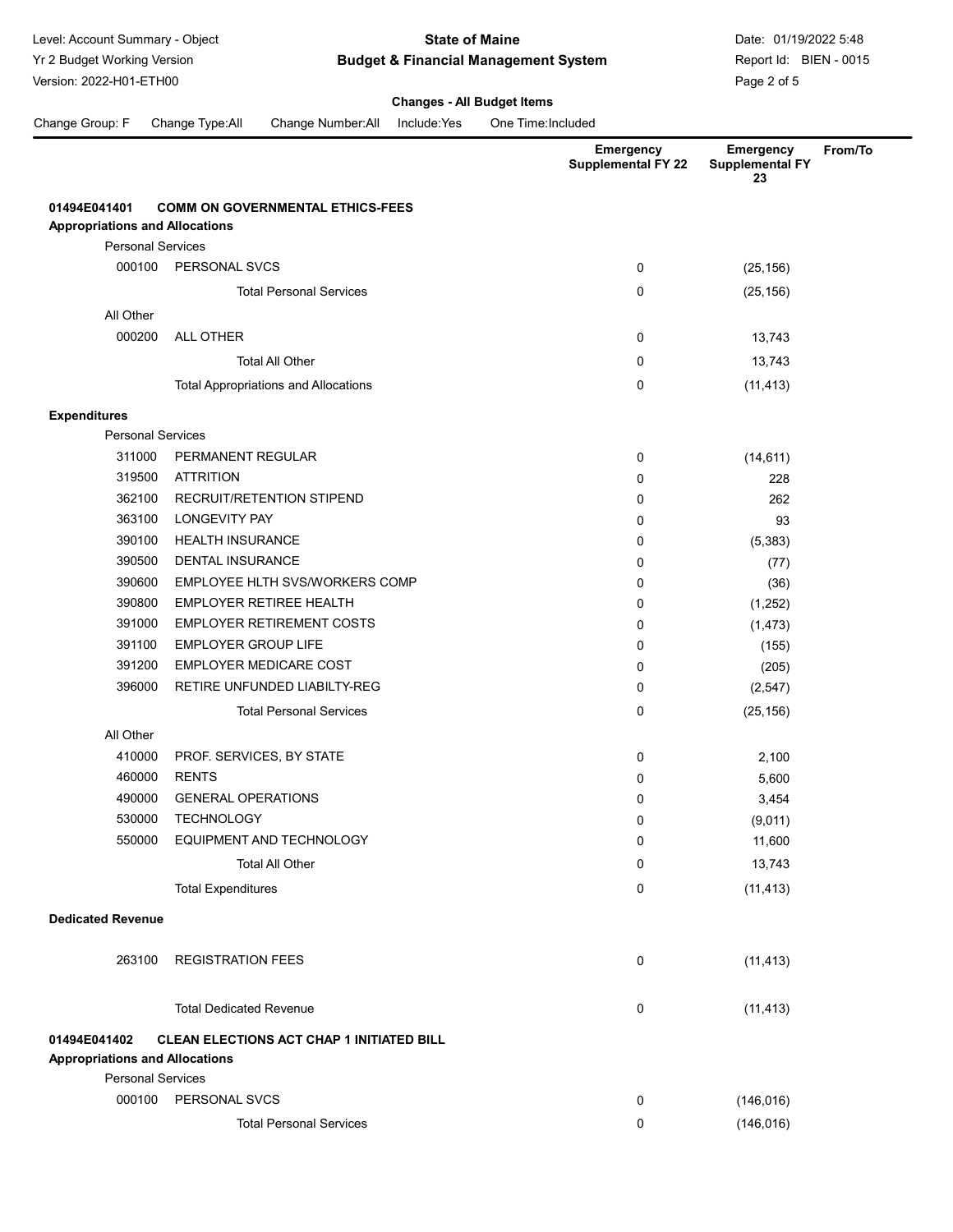Level: Account Summary - Object
Yr 2 Budget Working Version
Version: 2022-H01-ETH00

**State of Maine**
**Budget & Financial Management System**

Date: 01/19/2022 5:48
Report Id: BIEN - 0015

**Changes - All Budget Items**

Change Group: F    Change Type:All    Change Number:All    Include:Yes    One Time:Included

| | | Emergency Supplemental FY 22 | Emergency Supplemental FY 23 | From/To |
|---|---|---|---|---|
| **01494E041401** | **COMM ON GOVERNMENTAL ETHICS-FEES** | | | |
| **Appropriations and Allocations** | | | | |
| Personal Services | | | | |
| 000100 | PERSONAL SVCS | 0 | (25,156) | |
| | Total Personal Services | 0 | (25,156) | |
| All Other | | | | |
| 000200 | ALL OTHER | 0 | 13,743 | |
| | Total All Other | 0 | 13,743 | |
| | Total Appropriations and Allocations | 0 | (11,413) | |
| **Expenditures** | | | | |
| Personal Services | | | | |
| 311000 | PERMANENT REGULAR | 0 | (14,611) | |
| 319500 | ATTRITION | 0 | 228 | |
| 362100 | RECRUIT/RETENTION STIPEND | 0 | 262 | |
| 363100 | LONGEVITY PAY | 0 | 93 | |
| 390100 | HEALTH INSURANCE | 0 | (5,383) | |
| 390500 | DENTAL INSURANCE | 0 | (77) | |
| 390600 | EMPLOYEE HLTH SVS/WORKERS COMP | 0 | (36) | |
| 390800 | EMPLOYER RETIREE HEALTH | 0 | (1,252) | |
| 391000 | EMPLOYER RETIREMENT COSTS | 0 | (1,473) | |
| 391100 | EMPLOYER GROUP LIFE | 0 | (155) | |
| 391200 | EMPLOYER MEDICARE COST | 0 | (205) | |
| 396000 | RETIRE UNFUNDED LIABILTY-REG | 0 | (2,547) | |
| | Total Personal Services | 0 | (25,156) | |
| All Other | | | | |
| 410000 | PROF. SERVICES, BY STATE | 0 | 2,100 | |
| 460000 | RENTS | 0 | 5,600 | |
| 490000 | GENERAL OPERATIONS | 0 | 3,454 | |
| 530000 | TECHNOLOGY | 0 | (9,011) | |
| 550000 | EQUIPMENT AND TECHNOLOGY | 0 | 11,600 | |
| | Total All Other | 0 | 13,743 | |
| | Total Expenditures | 0 | (11,413) | |
| **Dedicated Revenue** | | | | |
| 263100 | REGISTRATION FEES | 0 | (11,413) | |
| | Total Dedicated Revenue | 0 | (11,413) | |
| **01494E041402** | **CLEAN ELECTIONS ACT CHAP 1 INITIATED BILL** | | | |
| **Appropriations and Allocations** | | | | |
| Personal Services | | | | |
| 000100 | PERSONAL SVCS | 0 | (146,016) | |
| | Total Personal Services | 0 | (146,016) | |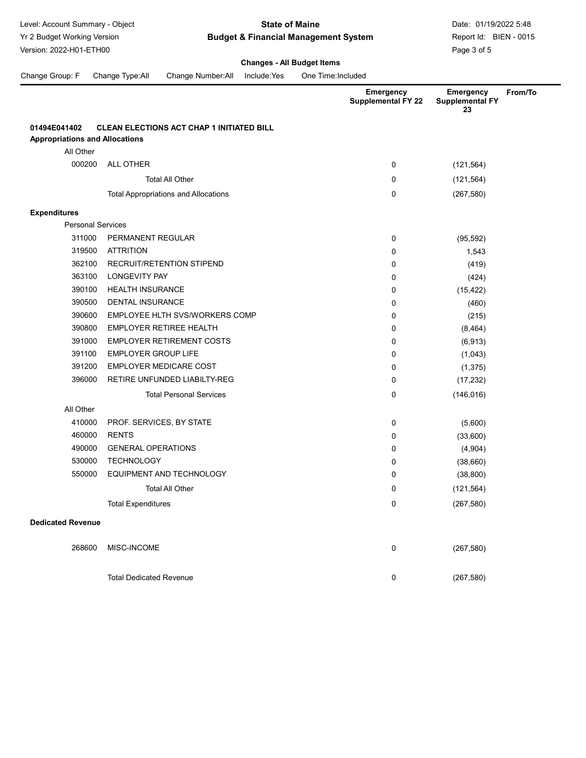**Changes - All Budget Items**

Change Group: F Change Type:All Change Number:All Include:Yes One Time:Included

| | | Emergency Supplemental FY 22 | Emergency Supplemental FY 23 | From/To |
|---|---|---|---|---|
| **01494E041402** | **CLEAN ELECTIONS ACT CHAP 1 INITIATED BILL** | | | |
| **Appropriations and Allocations** | | | | |
| All Other | | | | |
| 000200 | ALL OTHER | 0 | (121,564) | |
| | Total All Other | 0 | (121,564) | |
| | Total Appropriations and Allocations | 0 | (267,580) | |
| **Expenditures** | | | | |
| Personal Services | | | | |
| 311000 | PERMANENT REGULAR | 0 | (95,592) | |
| 319500 | ATTRITION | 0 | 1,543 | |
| 362100 | RECRUIT/RETENTION STIPEND | 0 | (419) | |
| 363100 | LONGEVITY PAY | 0 | (424) | |
| 390100 | HEALTH INSURANCE | 0 | (15,422) | |
| 390500 | DENTAL INSURANCE | 0 | (460) | |
| 390600 | EMPLOYEE HLTH SVS/WORKERS COMP | 0 | (215) | |
| 390800 | EMPLOYER RETIREE HEALTH | 0 | (8,464) | |
| 391000 | EMPLOYER RETIREMENT COSTS | 0 | (6,913) | |
| 391100 | EMPLOYER GROUP LIFE | 0 | (1,043) | |
| 391200 | EMPLOYER MEDICARE COST | 0 | (1,375) | |
| 396000 | RETIRE UNFUNDED LIABILTY-REG | 0 | (17,232) | |
| | Total Personal Services | 0 | (146,016) | |
| All Other | | | | |
| 410000 | PROF. SERVICES, BY STATE | 0 | (5,600) | |
| 460000 | RENTS | 0 | (33,600) | |
| 490000 | GENERAL OPERATIONS | 0 | (4,904) | |
| 530000 | TECHNOLOGY | 0 | (38,660) | |
| 550000 | EQUIPMENT AND TECHNOLOGY | 0 | (38,800) | |
| | Total All Other | 0 | (121,564) | |
| | Total Expenditures | 0 | (267,580) | |
| **Dedicated Revenue** | | | | |
| 268600 | MISC-INCOME | 0 | (267,580) | |
| | Total Dedicated Revenue | 0 | (267,580) | |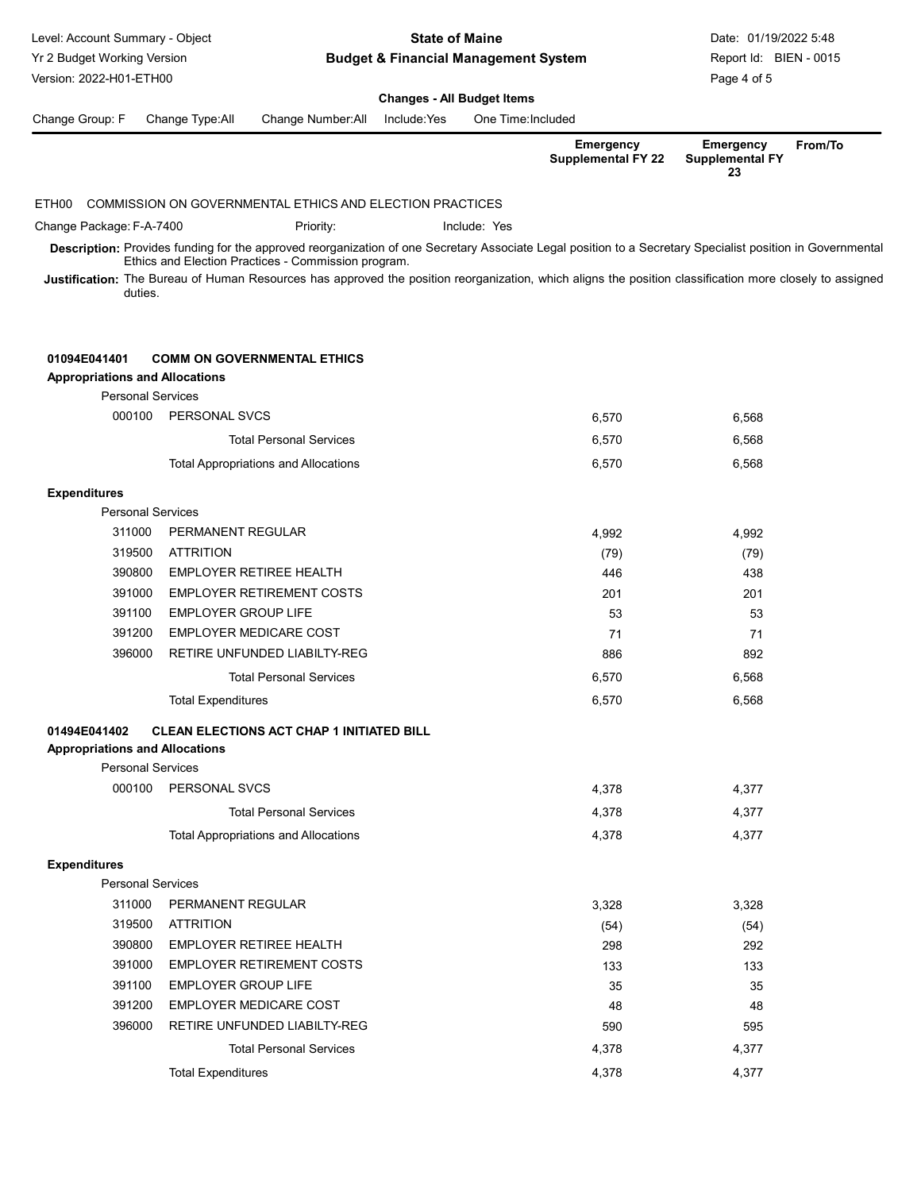**Changes - All Budget Items**

Change Group: F | Change Type: All | Change Number: All | Include: Yes | One Time: Included

## ETH00 COMMISSION ON GOVERNMENTAL ETHICS AND ELECTION PRACTICES

Change Package: F-A-7400 | Priority: | Include: Yes

**Description:** Provides funding for the approved reorganization of one Secretary Associate Legal position to a Secretary Specialist position in Governmental Ethics and Election Practices - Commission program.

**Justification:** The Bureau of Human Resources has approved the position reorganization, which aligns the position classification more closely to assigned duties.

### 01094E041401 COMM ON GOVERNMENTAL ETHICS

| | | Emergency Supplemental FY 22 | Emergency Supplemental FY 23 | From/To |
|---|---|---|---|---|
| **Appropriations and Allocations** | | | | |
| Personal Services | | | | |
| 000100 | PERSONAL SVCS | 6,570 | 6,568 | |
| | Total Personal Services | 6,570 | 6,568 | |
| | Total Appropriations and Allocations | 6,570 | 6,568 | |
| **Expenditures** | | | | |
| Personal Services | | | | |
| 311000 | PERMANENT REGULAR | 4,992 | 4,992 | |
| 319500 | ATTRITION | (79) | (79) | |
| 390800 | EMPLOYER RETIREE HEALTH | 446 | 438 | |
| 391000 | EMPLOYER RETIREMENT COSTS | 201 | 201 | |
| 391100 | EMPLOYER GROUP LIFE | 53 | 53 | |
| 391200 | EMPLOYER MEDICARE COST | 71 | 71 | |
| 396000 | RETIRE UNFUNDED LIABILTY-REG | 886 | 892 | |
| | Total Personal Services | 6,570 | 6,568 | |
| | Total Expenditures | 6,570 | 6,568 | |

### 01494E041402 CLEAN ELECTIONS ACT CHAP 1 INITIATED BILL

| | | Emergency Supplemental FY 22 | Emergency Supplemental FY 23 | From/To |
|---|---|---|---|---|
| **Appropriations and Allocations** | | | | |
| Personal Services | | | | |
| 000100 | PERSONAL SVCS | 4,378 | 4,377 | |
| | Total Personal Services | 4,378 | 4,377 | |
| | Total Appropriations and Allocations | 4,378 | 4,377 | |
| **Expenditures** | | | | |
| Personal Services | | | | |
| 311000 | PERMANENT REGULAR | 3,328 | 3,328 | |
| 319500 | ATTRITION | (54) | (54) | |
| 390800 | EMPLOYER RETIREE HEALTH | 298 | 292 | |
| 391000 | EMPLOYER RETIREMENT COSTS | 133 | 133 | |
| 391100 | EMPLOYER GROUP LIFE | 35 | 35 | |
| 391200 | EMPLOYER MEDICARE COST | 48 | 48 | |
| 396000 | RETIRE UNFUNDED LIABILTY-REG | 590 | 595 | |
| | Total Personal Services | 4,378 | 4,377 | |
| | Total Expenditures | 4,378 | 4,377 | |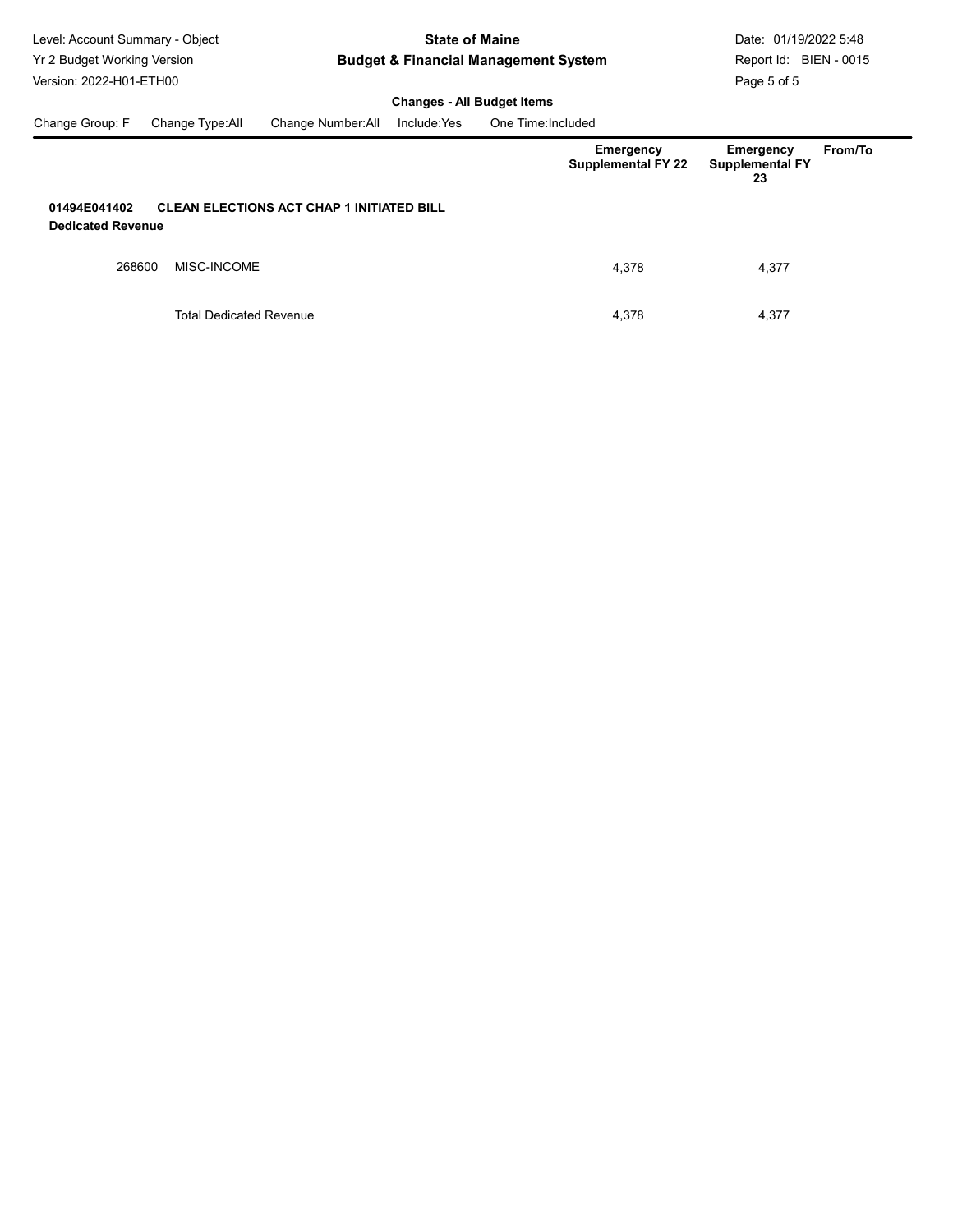**Changes - All Budget Items**

Change Group: F | Change Type:All | Change Number:All | Include:Yes | One Time:Included

| | | Emergency Supplemental FY 22 | Emergency Supplemental FY 23 | From/To |
|---|---|---|---|---|
| **01494E041402** | **CLEAN ELECTIONS ACT CHAP 1 INITIATED BILL** | | | |
| **Dedicated Revenue** | | | | |
| 268600 | MISC-INCOME | 4,378 | 4,377 | |
| | Total Dedicated Revenue | 4,378 | 4,377 | |